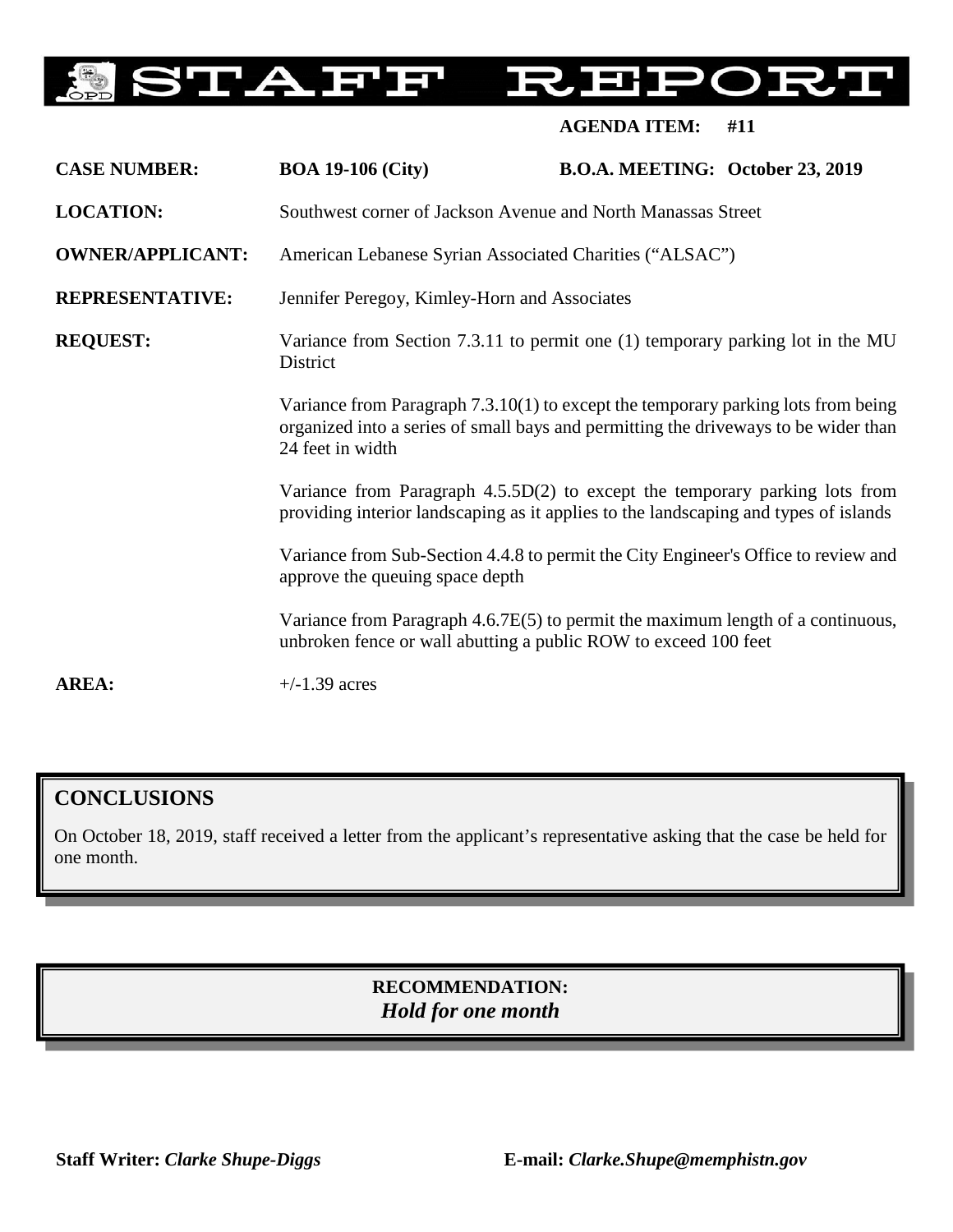# STAFF REPORT

**AGENDA ITEM: #11**

| | | |
|---|---|---|
| **CASE NUMBER:** | **BOA 19-106 (City)** | **B.O.A. MEETING: October 23, 2019** |

**LOCATION:** Southwest corner of Jackson Avenue and North Manassas Street

**OWNER/APPLICANT:** American Lebanese Syrian Associated Charities ("ALSAC")

**REPRESENTATIVE:** Jennifer Peregoy, Kimley-Horn and Associates

**REQUEST:** Variance from Section 7.3.11 to permit one (1) temporary parking lot in the MU District

Variance from Paragraph 7.3.10(1) to except the temporary parking lots from being organized into a series of small bays and permitting the driveways to be wider than 24 feet in width

Variance from Paragraph 4.5.5D(2) to except the temporary parking lots from providing interior landscaping as it applies to the landscaping and types of islands

Variance from Sub-Section 4.4.8 to permit the City Engineer's Office to review and approve the queuing space depth

Variance from Paragraph 4.6.7E(5) to permit the maximum length of a continuous, unbroken fence or wall abutting a public ROW to exceed 100 feet

**AREA:** +/-1.39 acres

## CONCLUSIONS

On October 18, 2019, staff received a letter from the applicant's representative asking that the case be held for one month.

**RECOMMENDATION:**
***Hold for one month***

**Staff Writer:** ***Clarke Shupe-Diggs*** **E-mail:** ***Clarke.Shupe@memphistn.gov***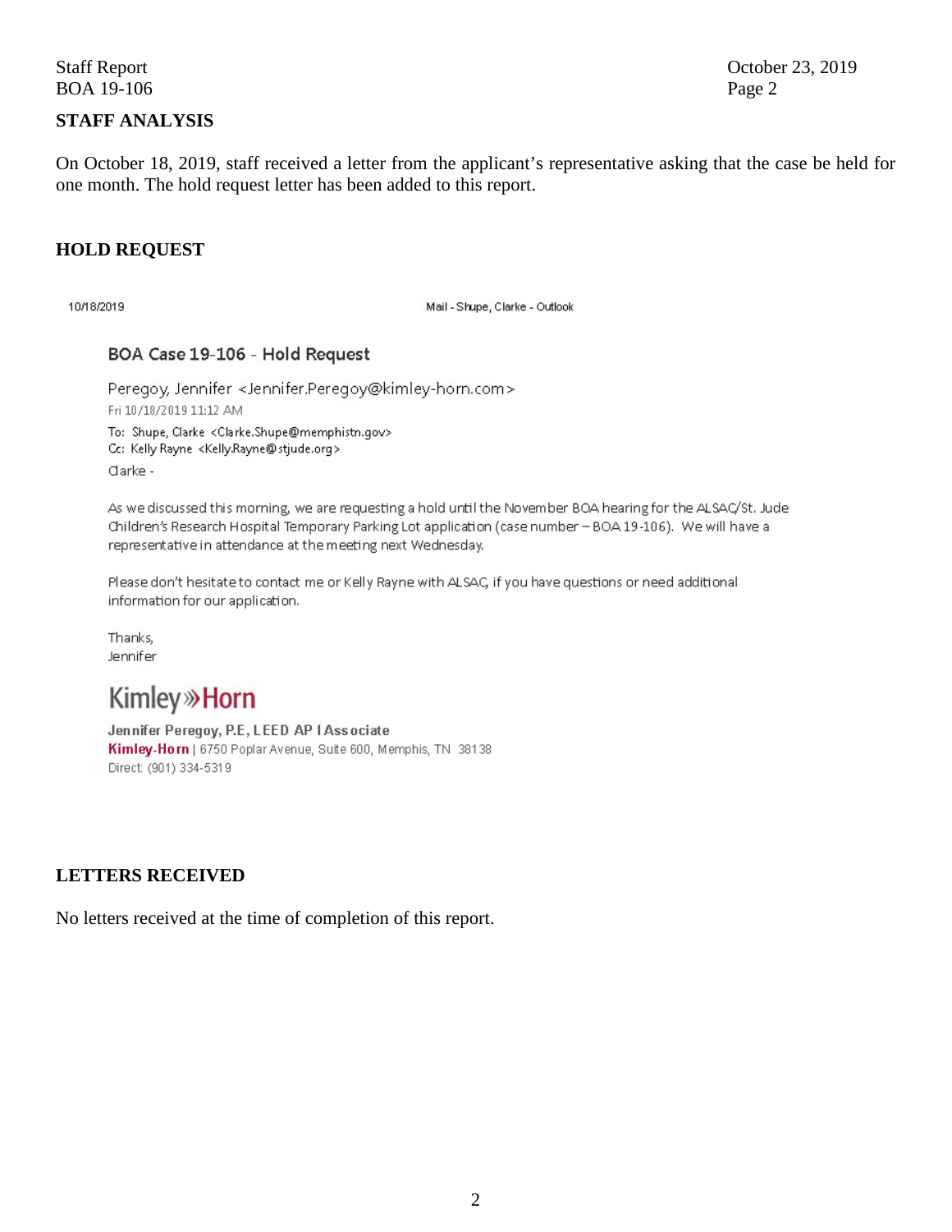## STAFF ANALYSIS

On October 18, 2019, staff received a letter from the applicant's representative asking that the case be held for one month. The hold request letter has been added to this report.

## HOLD REQUEST

10/18/2019 Mail - Shupe, Clarke - Outlook

### BOA Case 19-106 - Hold Request

Peregoy, Jennifer <Jennifer.Peregoy@kimley-horn.com>

Fri 10/18/2019 11:12 AM

To: Shupe, Clarke <Clarke.Shupe@memphistn.gov>

Cc: Kelly Rayne <Kelly.Rayne@stjude.org>

Clarke -

As we discussed this morning, we are requesting a hold until the November BOA hearing for the ALSAC/St. Jude Children's Research Hospital Temporary Parking Lot application (case number – BOA 19-106). We will have a representative in attendance at the meeting next Wednesday.

Please don't hesitate to contact me or Kelly Rayne with ALSAC, if you have questions or need additional information for our application.

Thanks,
Jennifer

Kimley»Horn

**Jennifer Peregoy, P.E, LEED AP I Associate**
**Kimley-Horn** | 6750 Poplar Avenue, Suite 600, Memphis, TN 38138
Direct: (901) 334-5319

## LETTERS RECEIVED

No letters received at the time of completion of this report.